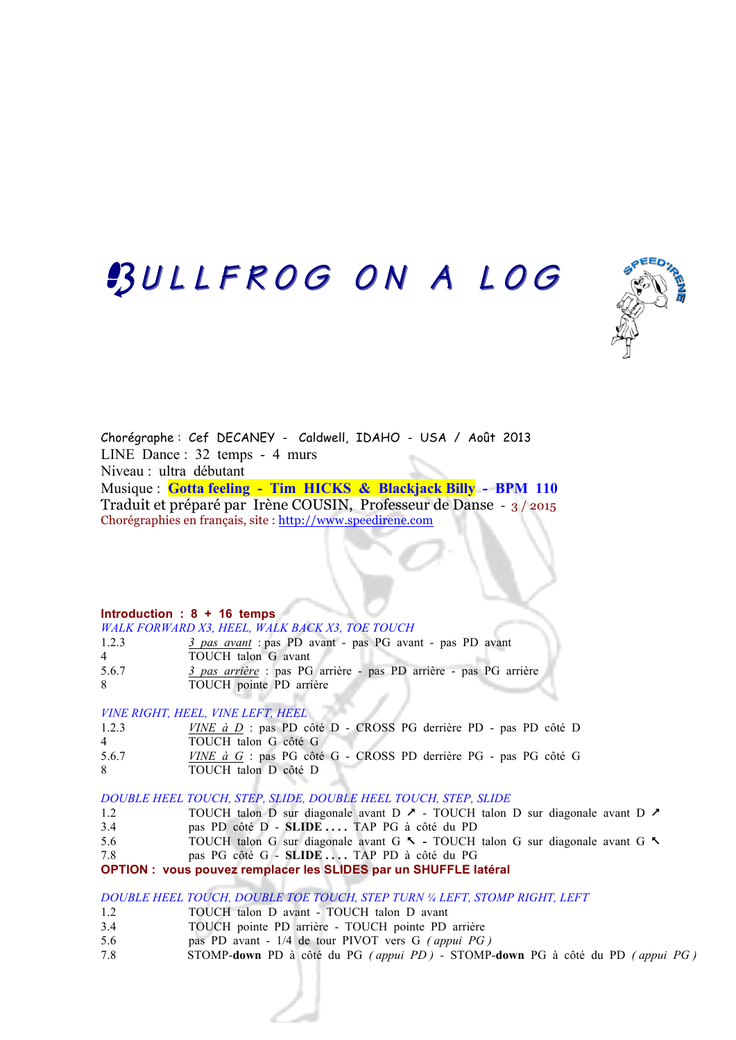# BULLFROG ON A LOG

Chorégraphe : Cef DECANEY - Caldwell, IDAHO - USA / Août 2013
LINE Dance : 32 temps - 4 murs
Niveau : ultra débutant
Musique : **Gotta feeling - Tim HICKS & Blackjack Billy - BPM 110**
Traduit et préparé par Irène COUSIN, Professeur de Danse - 3 / 2015
Chorégraphies en français, site : http://www.speedirene.com

**Introduction : 8 + 16 temps**

*WALK FORWARD X3, HEEL, WALK BACK X3, TOE TOUCH*

| | |
|---|---|
| 1.2.3 | 3 pas avant : pas PD avant - pas PG avant - pas PD avant |
| 4 | TOUCH talon G avant |
| 5.6.7 | 3 pas arrière : pas PG arrière - pas PD arrière - pas PG arrière |
| 8 | TOUCH pointe PD arrière |

*VINE RIGHT, HEEL, VINE LEFT, HEEL*

| | |
|---|---|
| 1.2.3 | VINE à D : pas PD côté D - CROSS PG derrière PD - pas PD côté D |
| 4 | TOUCH talon G côté G |
| 5.6.7 | VINE à G : pas PG côté G - CROSS PD derrière PG - pas PG côté G |
| 8 | TOUCH talon D côté D |

*DOUBLE HEEL TOUCH, STEP, SLIDE, DOUBLE HEEL TOUCH, STEP, SLIDE*

| | |
|---|---|
| 1.2 | TOUCH talon D sur diagonale avant D ↗ - TOUCH talon D sur diagonale avant D ↗ |
| 3.4 | pas PD côté D - **SLIDE . . . .** TAP PG à côté du PD |
| 5.6 | TOUCH talon G sur diagonale avant G ↖ - TOUCH talon G sur diagonale avant G ↖ |
| 7.8 | pas PG côté G - **SLIDE . . . .** TAP PD à côté du PG |

**OPTION : vous pouvez remplacer les SLIDES par un SHUFFLE latéral**

*DOUBLE HEEL TOUCH, DOUBLE TOE TOUCH, STEP TURN ¼ LEFT, STOMP RIGHT, LEFT*

| | |
|---|---|
| 1.2 | TOUCH talon D avant - TOUCH talon D avant |
| 3.4 | TOUCH pointe PD arrière - TOUCH pointe PD arrière |
| 5.6 | pas PD avant - 1/4 de tour PIVOT vers G *( appui PG )* |
| 7.8 | STOMP-**down** PD à côté du PG *( appui PD )* - STOMP-**down** PG à côté du PD *( appui PG )* |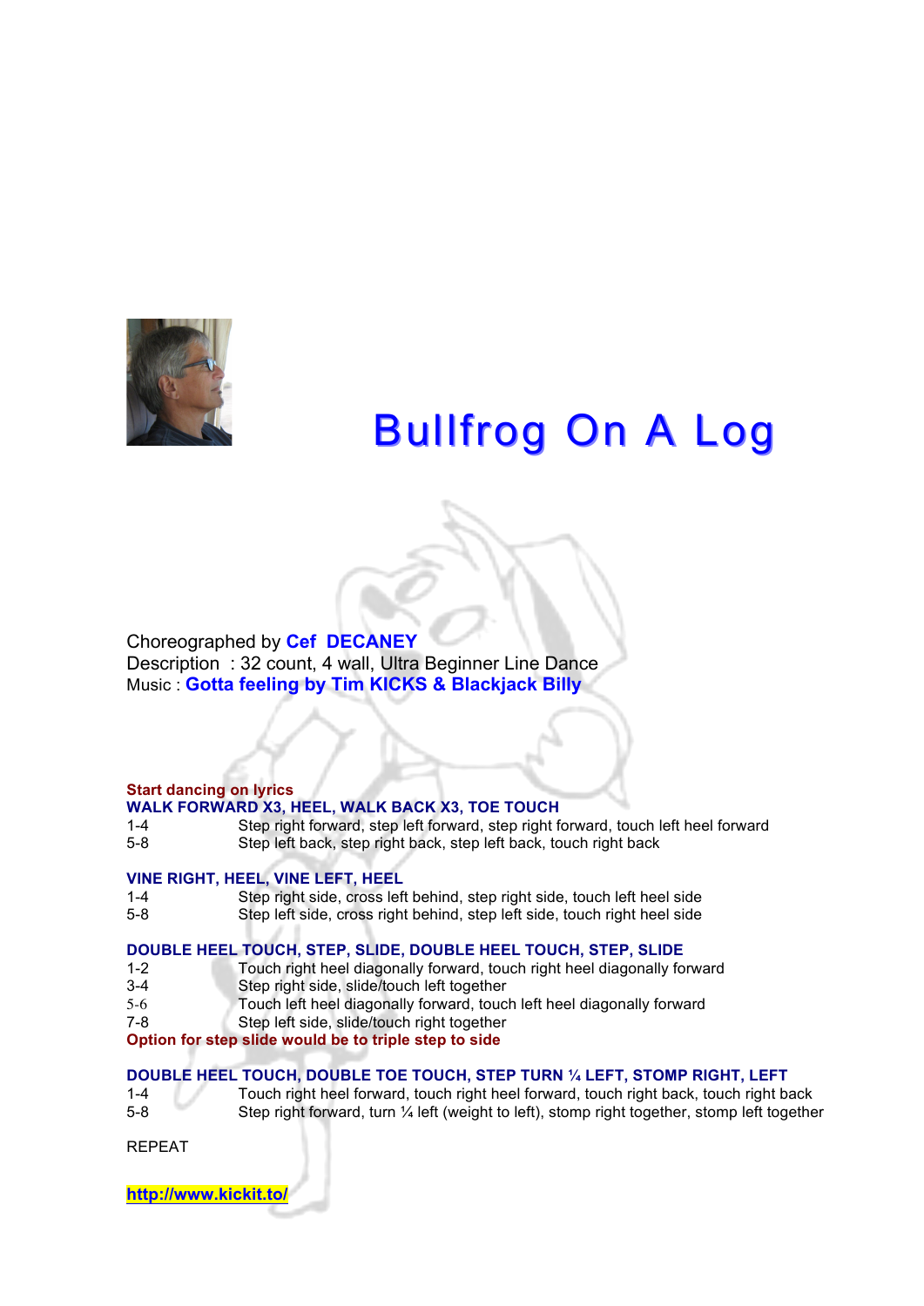# Bullfrog On A Log

Choreographed by **Cef DECANEY**
Description : 32 count, 4 wall, Ultra Beginner Line Dance
Music : **Gotta feeling by Tim KICKS & Blackjack Billy**

**Start dancing on lyrics**

**WALK FORWARD X3, HEEL, WALK BACK X3, TOE TOUCH**

1-4 Step right forward, step left forward, step right forward, touch left heel forward
5-8 Step left back, step right back, step left back, touch right back

**VINE RIGHT, HEEL, VINE LEFT, HEEL**

1-4 Step right side, cross left behind, step right side, touch left heel side
5-8 Step left side, cross right behind, step left side, touch right heel side

**DOUBLE HEEL TOUCH, STEP, SLIDE, DOUBLE HEEL TOUCH, STEP, SLIDE**

1-2 Touch right heel diagonally forward, touch right heel diagonally forward
3-4 Step right side, slide/touch left together
5-6 Touch left heel diagonally forward, touch left heel diagonally forward
7-8 Step left side, slide/touch right together

**Option for step slide would be to triple step to side**

**DOUBLE HEEL TOUCH, DOUBLE TOE TOUCH, STEP TURN ¼ LEFT, STOMP RIGHT, LEFT**

1-4 Touch right heel forward, touch right heel forward, touch right back, touch right back
5-8 Step right forward, turn ¼ left (weight to left), stomp right together, stomp left together

REPEAT

**http://www.kickit.to/**